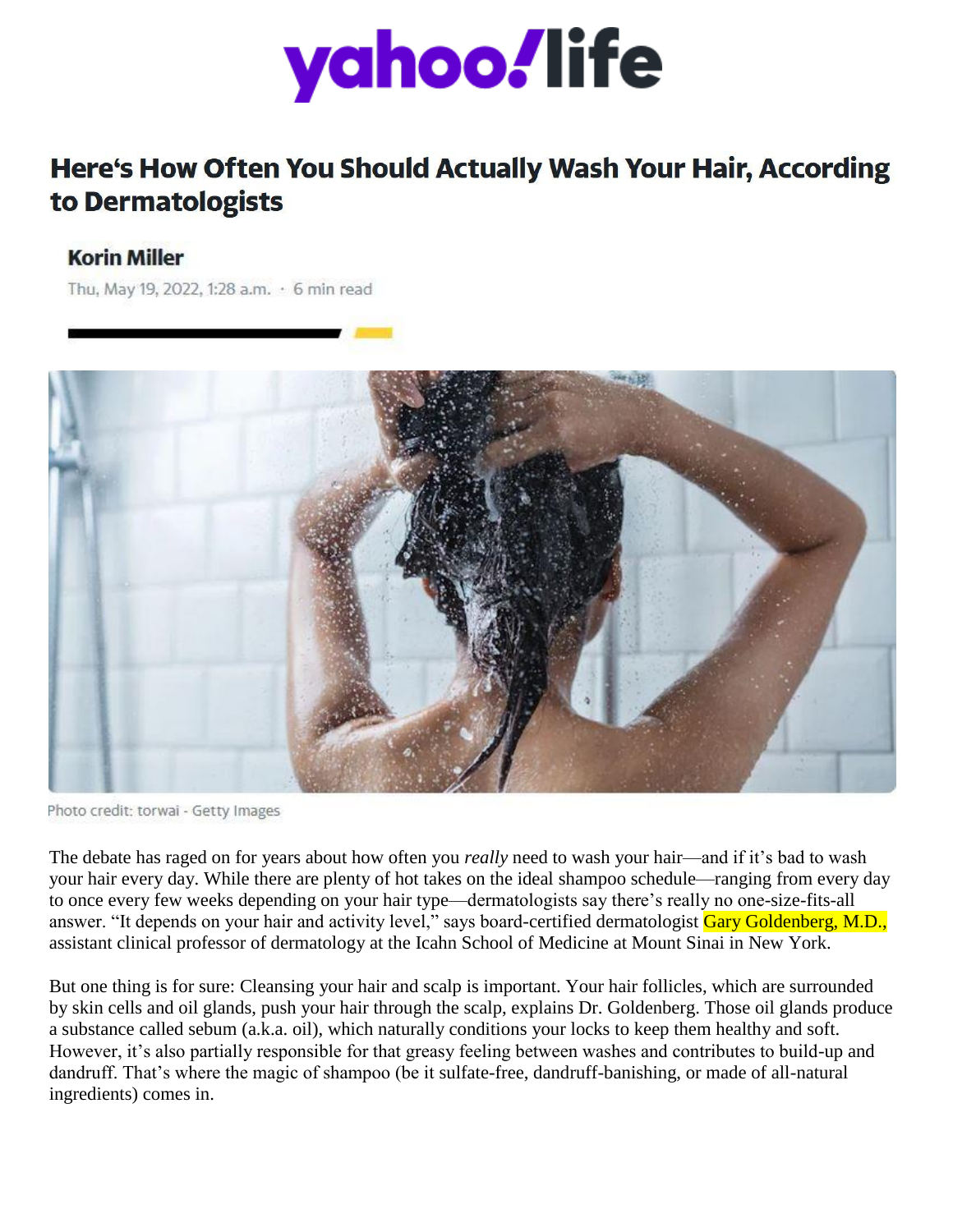yahoo!life

# Here's How Often You Should Actually Wash Your Hair, According to Dermatologists

**Korin Miller**

Thu, May 19, 2022, 1:28 a.m. · 6 min read

Photo credit: torwai - Getty Images

The debate has raged on for years about how often you *really* need to wash your hair—and if it's bad to wash your hair every day. While there are plenty of hot takes on the ideal shampoo schedule—ranging from every day to once every few weeks depending on your hair type—dermatologists say there's really no one-size-fits-all answer. "It depends on your hair and activity level," says board-certified dermatologist Gary Goldenberg, M.D., assistant clinical professor of dermatology at the Icahn School of Medicine at Mount Sinai in New York.

But one thing is for sure: Cleansing your hair and scalp is important. Your hair follicles, which are surrounded by skin cells and oil glands, push your hair through the scalp, explains Dr. Goldenberg. Those oil glands produce a substance called sebum (a.k.a. oil), which naturally conditions your locks to keep them healthy and soft. However, it's also partially responsible for that greasy feeling between washes and contributes to build-up and dandruff. That's where the magic of shampoo (be it sulfate-free, dandruff-banishing, or made of all-natural ingredients) comes in.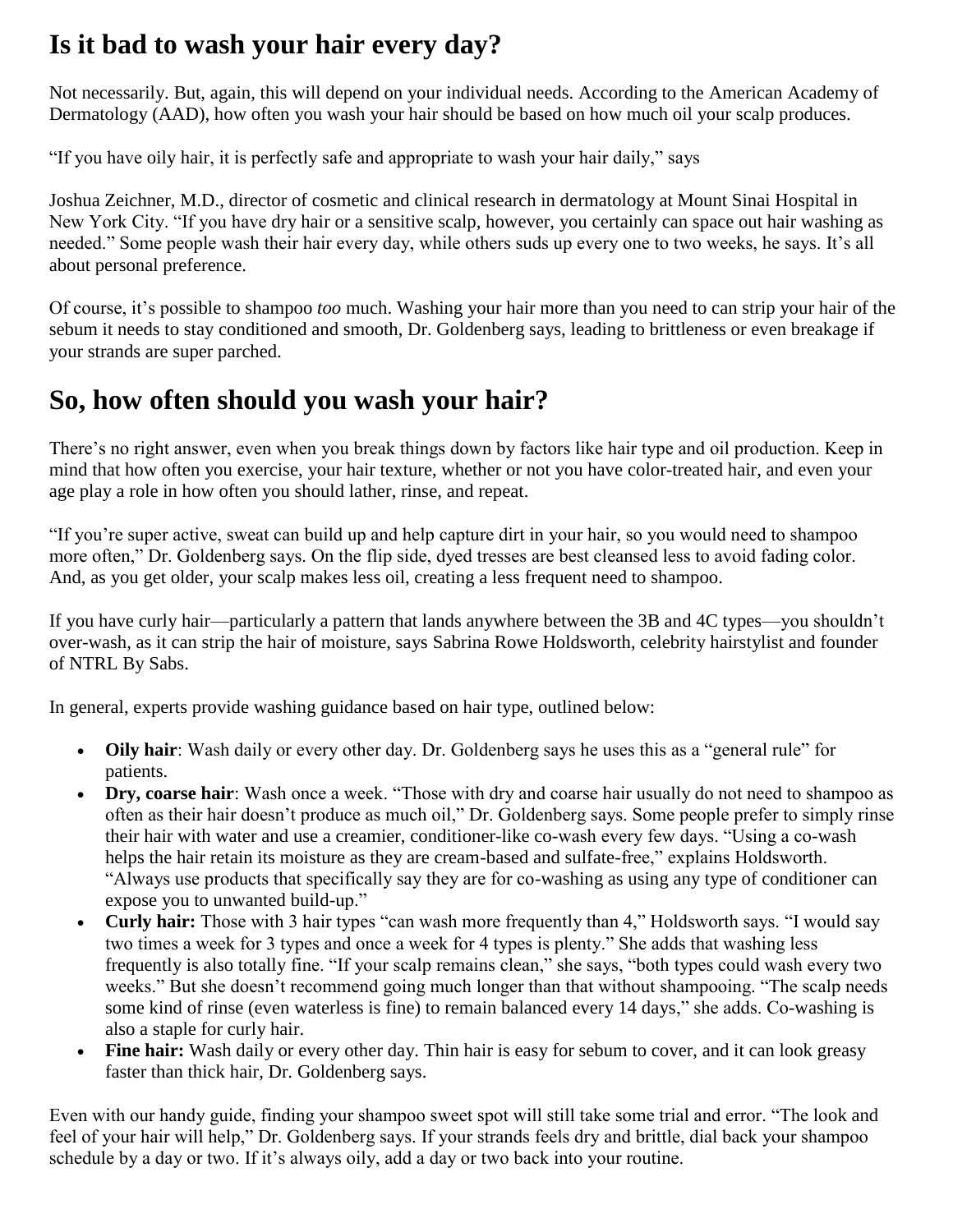## Is it bad to wash your hair every day?

Not necessarily. But, again, this will depend on your individual needs. According to the American Academy of Dermatology (AAD), how often you wash your hair should be based on how much oil your scalp produces.

"If you have oily hair, it is perfectly safe and appropriate to wash your hair daily," says

Joshua Zeichner, M.D., director of cosmetic and clinical research in dermatology at Mount Sinai Hospital in New York City. "If you have dry hair or a sensitive scalp, however, you certainly can space out hair washing as needed." Some people wash their hair every day, while others suds up every one to two weeks, he says. It's all about personal preference.

Of course, it's possible to shampoo *too* much. Washing your hair more than you need to can strip your hair of the sebum it needs to stay conditioned and smooth, Dr. Goldenberg says, leading to brittleness or even breakage if your strands are super parched.

## So, how often should you wash your hair?

There's no right answer, even when you break things down by factors like hair type and oil production. Keep in mind that how often you exercise, your hair texture, whether or not you have color-treated hair, and even your age play a role in how often you should lather, rinse, and repeat.

"If you're super active, sweat can build up and help capture dirt in your hair, so you would need to shampoo more often," Dr. Goldenberg says. On the flip side, dyed tresses are best cleansed less to avoid fading color. And, as you get older, your scalp makes less oil, creating a less frequent need to shampoo.

If you have curly hair—particularly a pattern that lands anywhere between the 3B and 4C types—you shouldn't over-wash, as it can strip the hair of moisture, says Sabrina Rowe Holdsworth, celebrity hairstylist and founder of NTRL By Sabs.

In general, experts provide washing guidance based on hair type, outlined below:

- **Oily hair**: Wash daily or every other day. Dr. Goldenberg says he uses this as a "general rule" for patients.
- **Dry, coarse hair**: Wash once a week. "Those with dry and coarse hair usually do not need to shampoo as often as their hair doesn't produce as much oil," Dr. Goldenberg says. Some people prefer to simply rinse their hair with water and use a creamier, conditioner-like co-wash every few days. "Using a co-wash helps the hair retain its moisture as they are cream-based and sulfate-free," explains Holdsworth. "Always use products that specifically say they are for co-washing as using any type of conditioner can expose you to unwanted build-up."
- **Curly hair:** Those with 3 hair types "can wash more frequently than 4," Holdsworth says. "I would say two times a week for 3 types and once a week for 4 types is plenty." She adds that washing less frequently is also totally fine. "If your scalp remains clean," she says, "both types could wash every two weeks." But she doesn't recommend going much longer than that without shampooing. "The scalp needs some kind of rinse (even waterless is fine) to remain balanced every 14 days," she adds. Co-washing is also a staple for curly hair.
- **Fine hair:** Wash daily or every other day. Thin hair is easy for sebum to cover, and it can look greasy faster than thick hair, Dr. Goldenberg says.

Even with our handy guide, finding your shampoo sweet spot will still take some trial and error. "The look and feel of your hair will help," Dr. Goldenberg says. If your strands feels dry and brittle, dial back your shampoo schedule by a day or two. If it's always oily, add a day or two back into your routine.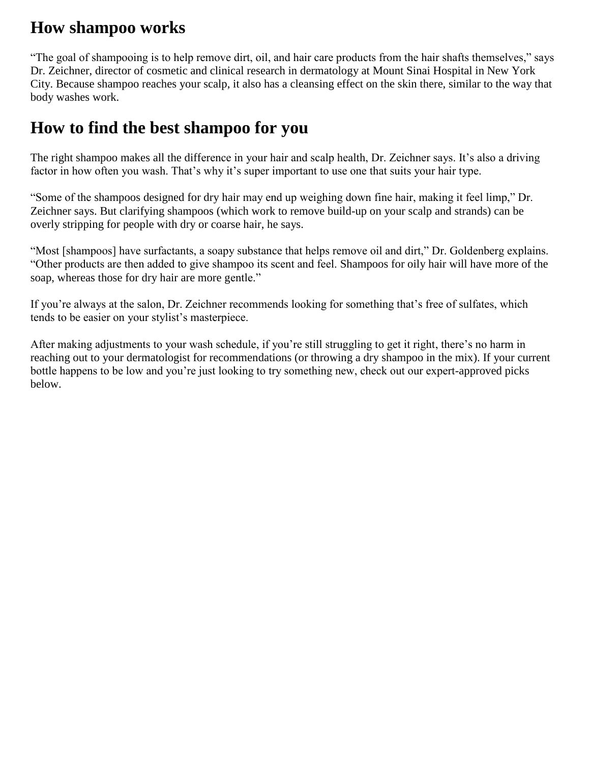## How shampoo works

"The goal of shampooing is to help remove dirt, oil, and hair care products from the hair shafts themselves," says Dr. Zeichner, director of cosmetic and clinical research in dermatology at Mount Sinai Hospital in New York City. Because shampoo reaches your scalp, it also has a cleansing effect on the skin there, similar to the way that body washes work.

## How to find the best shampoo for you

The right shampoo makes all the difference in your hair and scalp health, Dr. Zeichner says. It's also a driving factor in how often you wash. That's why it's super important to use one that suits your hair type.

"Some of the shampoos designed for dry hair may end up weighing down fine hair, making it feel limp," Dr. Zeichner says. But clarifying shampoos (which work to remove build-up on your scalp and strands) can be overly stripping for people with dry or coarse hair, he says.

"Most [shampoos] have surfactants, a soapy substance that helps remove oil and dirt," Dr. Goldenberg explains. "Other products are then added to give shampoo its scent and feel. Shampoos for oily hair will have more of the soap, whereas those for dry hair are more gentle."

If you're always at the salon, Dr. Zeichner recommends looking for something that's free of sulfates, which tends to be easier on your stylist's masterpiece.

After making adjustments to your wash schedule, if you're still struggling to get it right, there's no harm in reaching out to your dermatologist for recommendations (or throwing a dry shampoo in the mix). If your current bottle happens to be low and you're just looking to try something new, check out our expert-approved picks below.